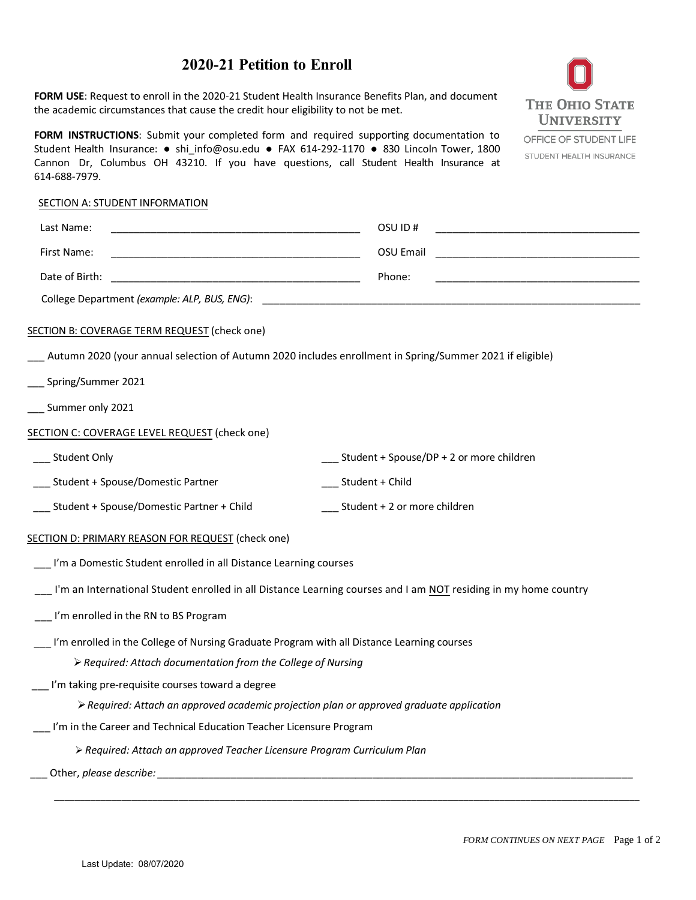# 2020-21 Petition to Enroll

THE OHIO STATE UNIVERSITY
OFFICE OF STUDENT LIFE
STUDENT HEALTH INSURANCE

**FORM USE**: Request to enroll in the 2020-21 Student Health Insurance Benefits Plan, and document the academic circumstances that cause the credit hour eligibility to not be met.

**FORM INSTRUCTIONS**: Submit your completed form and required supporting documentation to Student Health Insurance: ● shi_info@osu.edu ● FAX 614-292-1170 ● 830 Lincoln Tower, 1800 Cannon Dr, Columbus OH 43210. If you have questions, call Student Health Insurance at 614-688-7979.

SECTION A: STUDENT INFORMATION

Last Name: ____________________________________________ OSU ID # ____________________________________

First Name: ____________________________________________ OSU Email ____________________________________

Date of Birth: ____________________________________________ Phone: ____________________________________

College Department *(example: ALP, BUS, ENG)*: ____________________________________________________________________

SECTION B: COVERAGE TERM REQUEST (check one)

___ Autumn 2020 (your annual selection of Autumn 2020 includes enrollment in Spring/Summer 2021 if eligible)

___ Spring/Summer 2021

___ Summer only 2021

SECTION C: COVERAGE LEVEL REQUEST (check one)

___ Student Only

___ Student + Spouse/Domestic Partner

___ Student + Spouse/Domestic Partner + Child

___ Student + Spouse/DP + 2 or more children

___ Student + Child

___ Student + 2 or more children

SECTION D: PRIMARY REASON FOR REQUEST (check one)

___ I'm a Domestic Student enrolled in all Distance Learning courses

___ I'm an International Student enrolled in all Distance Learning courses and I am NOT residing in my home country

___ I'm enrolled in the RN to BS Program

___ I'm enrolled in the College of Nursing Graduate Program with all Distance Learning courses

- *Required: Attach documentation from the College of Nursing*

___ I'm taking pre-requisite courses toward a degree

- *Required: Attach an approved academic projection plan or approved graduate application*

___ I'm in the Career and Technical Education Teacher Licensure Program

- *Required: Attach an approved Teacher Licensure Program Curriculum Plan*

___ Other, *please describe:* ________________________________________________________________________________

________________________________________________________________________________________________________

*FORM CONTINUES ON NEXT PAGE*

Last Update: 08/07/2020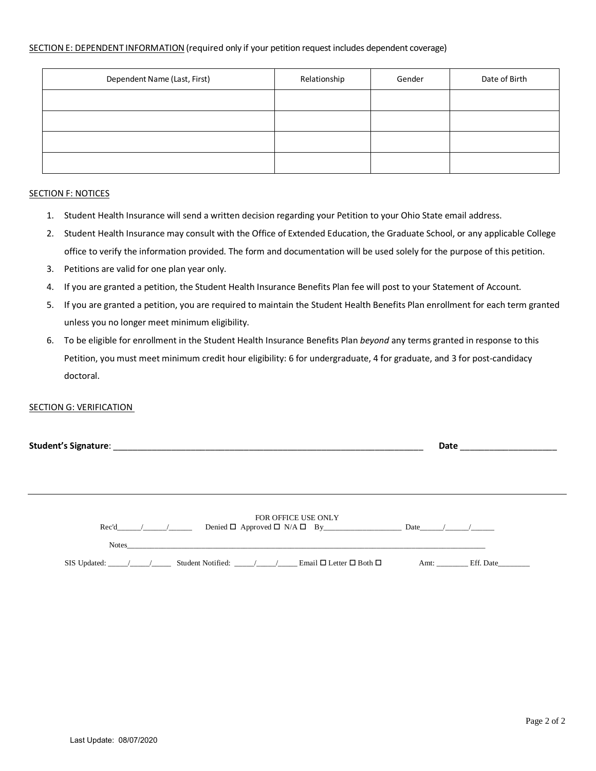SECTION E: DEPENDENT INFORMATION (required only if your petition request includes dependent coverage)

| Dependent Name (Last, First) | Relationship | Gender | Date of Birth |
|---|---|---|---|
| | | | |
| | | | |
| | | | |
| | | | |

SECTION F: NOTICES

1. Student Health Insurance will send a written decision regarding your Petition to your Ohio State email address.
2. Student Health Insurance may consult with the Office of Extended Education, the Graduate School, or any applicable College office to verify the information provided. The form and documentation will be used solely for the purpose of this petition.
3. Petitions are valid for one plan year only.
4. If you are granted a petition, the Student Health Insurance Benefits Plan fee will post to your Statement of Account.
5. If you are granted a petition, you are required to maintain the Student Health Benefits Plan enrollment for each term granted unless you no longer meet minimum eligibility.
6. To be eligible for enrollment in the Student Health Insurance Benefits Plan *beyond* any terms granted in response to this Petition, you must meet minimum credit hour eligibility: 6 for undergraduate, 4 for graduate, and 3 for post-candidacy doctoral.

SECTION G: VERIFICATION

**Student's Signature**: ________________________________________________ **Date** ____________________

---

FOR OFFICE USE ONLY

Rec'd______/______/______ Denied ☐ Approved ☐ N/A ☐ By____________________ Date______/______/______

Notes__________________________________________________________________________________________

SIS Updated: _____/_____/_____ Student Notified: _____/_____/_____ Email ☐ Letter ☐ Both ☐ Amt: ________ Eff. Date________

Last Update: 08/07/2020